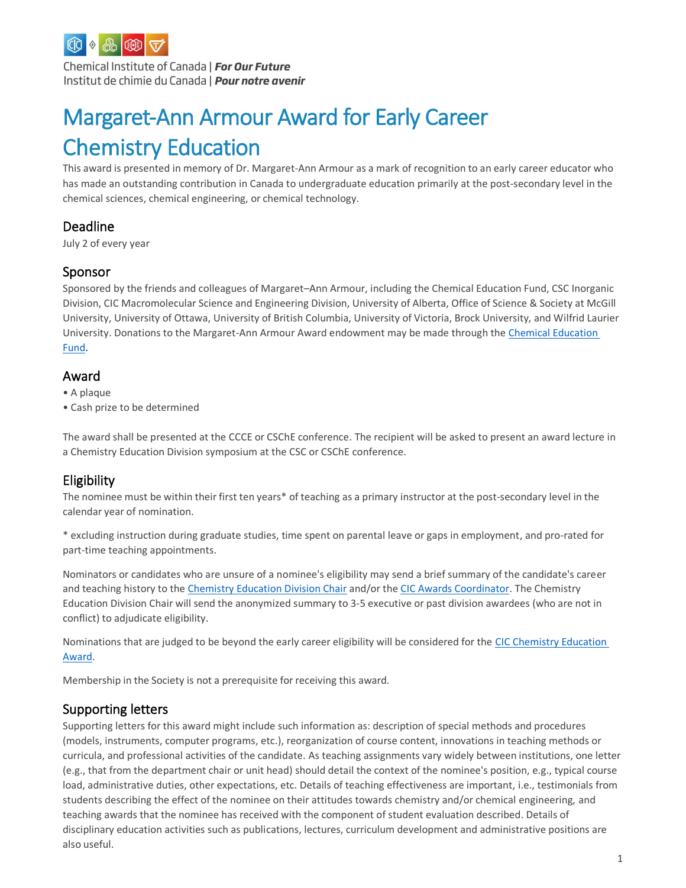Chemical Institute of Canada | ***For Our Future***
Institut de chimie du Canada | ***Pour notre avenir***

# Margaret-Ann Armour Award for Early Career Chemistry Education

This award is presented in memory of Dr. Margaret-Ann Armour as a mark of recognition to an early career educator who has made an outstanding contribution in Canada to undergraduate education primarily at the post-secondary level in the chemical sciences, chemical engineering, or chemical technology.

## Deadline

July 2 of every year

## Sponsor

Sponsored by the friends and colleagues of Margaret–Ann Armour, including the Chemical Education Fund, CSC Inorganic Division, CIC Macromolecular Science and Engineering Division, University of Alberta, Office of Science & Society at McGill University, University of Ottawa, University of British Columbia, University of Victoria, Brock University, and Wilfrid Laurier University. Donations to the Margaret-Ann Armour Award endowment may be made through the Chemical Education Fund.

## Award

• A plaque
• Cash prize to be determined

The award shall be presented at the CCCE or CSChE conference. The recipient will be asked to present an award lecture in a Chemistry Education Division symposium at the CSC or CSChE conference.

## Eligibility

The nominee must be within their first ten years* of teaching as a primary instructor at the post-secondary level in the calendar year of nomination.

* excluding instruction during graduate studies, time spent on parental leave or gaps in employment, and pro-rated for part-time teaching appointments.

Nominators or candidates who are unsure of a nominee's eligibility may send a brief summary of the candidate's career and teaching history to the Chemistry Education Division Chair and/or the CIC Awards Coordinator. The Chemistry Education Division Chair will send the anonymized summary to 3-5 executive or past division awardees (who are not in conflict) to adjudicate eligibility.

Nominations that are judged to be beyond the early career eligibility will be considered for the CIC Chemistry Education Award.

Membership in the Society is not a prerequisite for receiving this award.

## Supporting letters

Supporting letters for this award might include such information as: description of special methods and procedures (models, instruments, computer programs, etc.), reorganization of course content, innovations in teaching methods or curricula, and professional activities of the candidate. As teaching assignments vary widely between institutions, one letter (e.g., that from the department chair or unit head) should detail the context of the nominee's position, e.g., typical course load, administrative duties, other expectations, etc. Details of teaching effectiveness are important, i.e., testimonials from students describing the effect of the nominee on their attitudes towards chemistry and/or chemical engineering, and teaching awards that the nominee has received with the component of student evaluation described. Details of disciplinary education activities such as publications, lectures, curriculum development and administrative positions are also useful.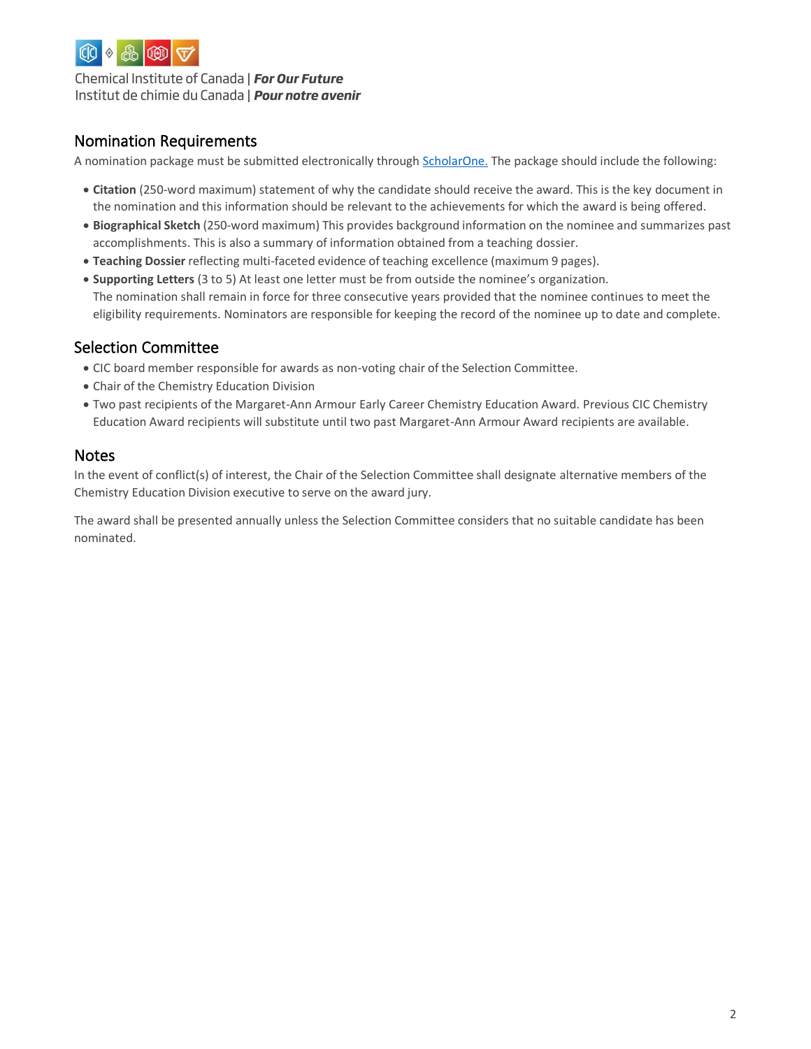## Nomination Requirements

A nomination package must be submitted electronically through [ScholarOne.](ScholarOne) The package should include the following:

- **Citation** (250-word maximum) statement of why the candidate should receive the award. This is the key document in the nomination and this information should be relevant to the achievements for which the award is being offered.
- **Biographical Sketch** (250-word maximum) This provides background information on the nominee and summarizes past accomplishments. This is also a summary of information obtained from a teaching dossier.
- **Teaching Dossier** reflecting multi-faceted evidence of teaching excellence (maximum 9 pages).
- **Supporting Letters** (3 to 5) At least one letter must be from outside the nominee's organization.
  The nomination shall remain in force for three consecutive years provided that the nominee continues to meet the eligibility requirements. Nominators are responsible for keeping the record of the nominee up to date and complete.

## Selection Committee

- CIC board member responsible for awards as non-voting chair of the Selection Committee.
- Chair of the Chemistry Education Division
- Two past recipients of the Margaret-Ann Armour Early Career Chemistry Education Award. Previous CIC Chemistry Education Award recipients will substitute until two past Margaret-Ann Armour Award recipients are available.

## Notes

In the event of conflict(s) of interest, the Chair of the Selection Committee shall designate alternative members of the Chemistry Education Division executive to serve on the award jury.

The award shall be presented annually unless the Selection Committee considers that no suitable candidate has been nominated.